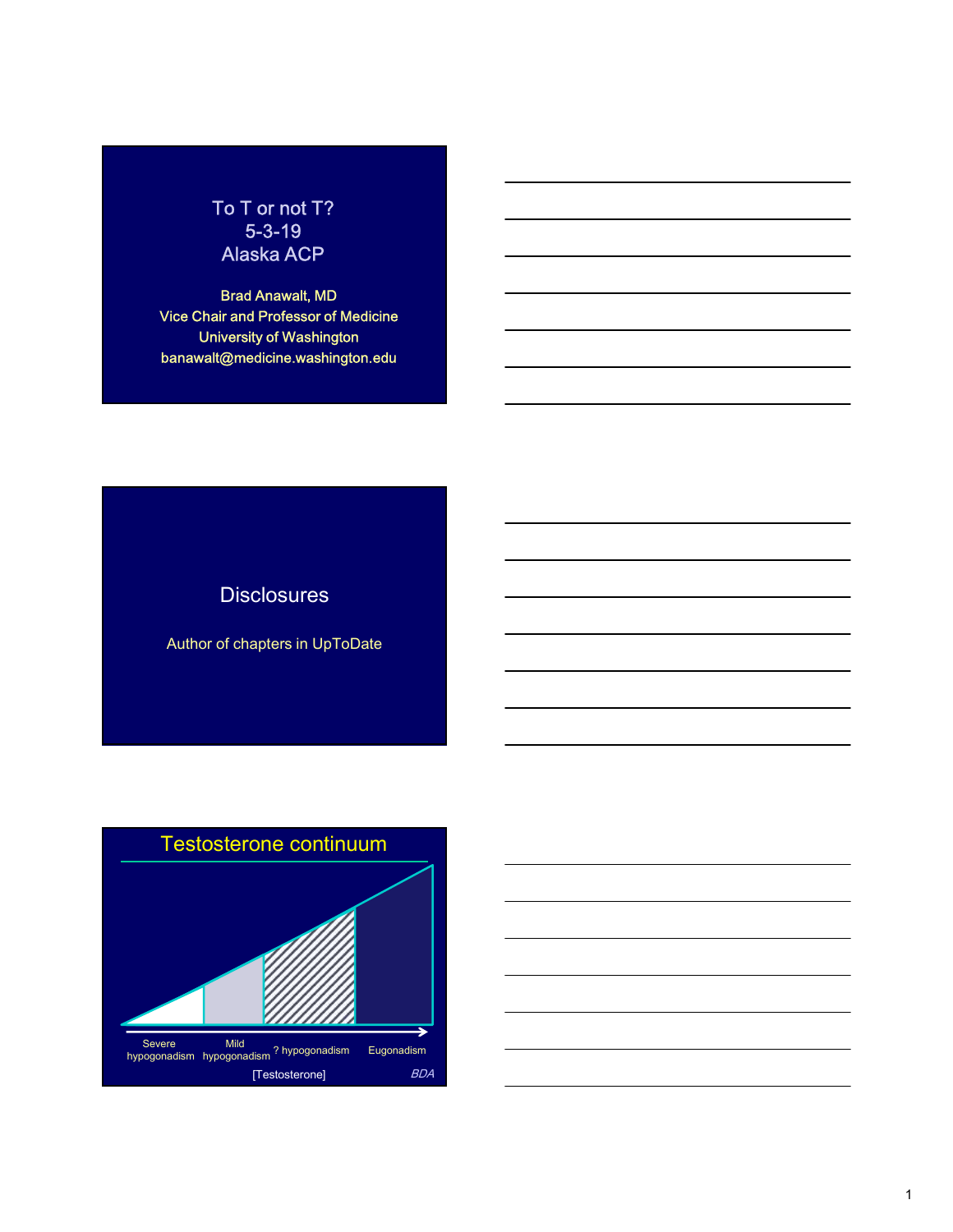# To T or not T?

5-3-19

Alaska ACP

Brad Anawalt, MD

Vice Chair and Professor of Medicine

University of Washington

banawalt@medicine.washington.edu

---

## Disclosures

Author of chapters in UpToDate

---

## Testosterone continuum

Severe hypogonadism | Mild hypogonadism | ? hypogonadism | Eugonadism

[Testosterone]

*BDA*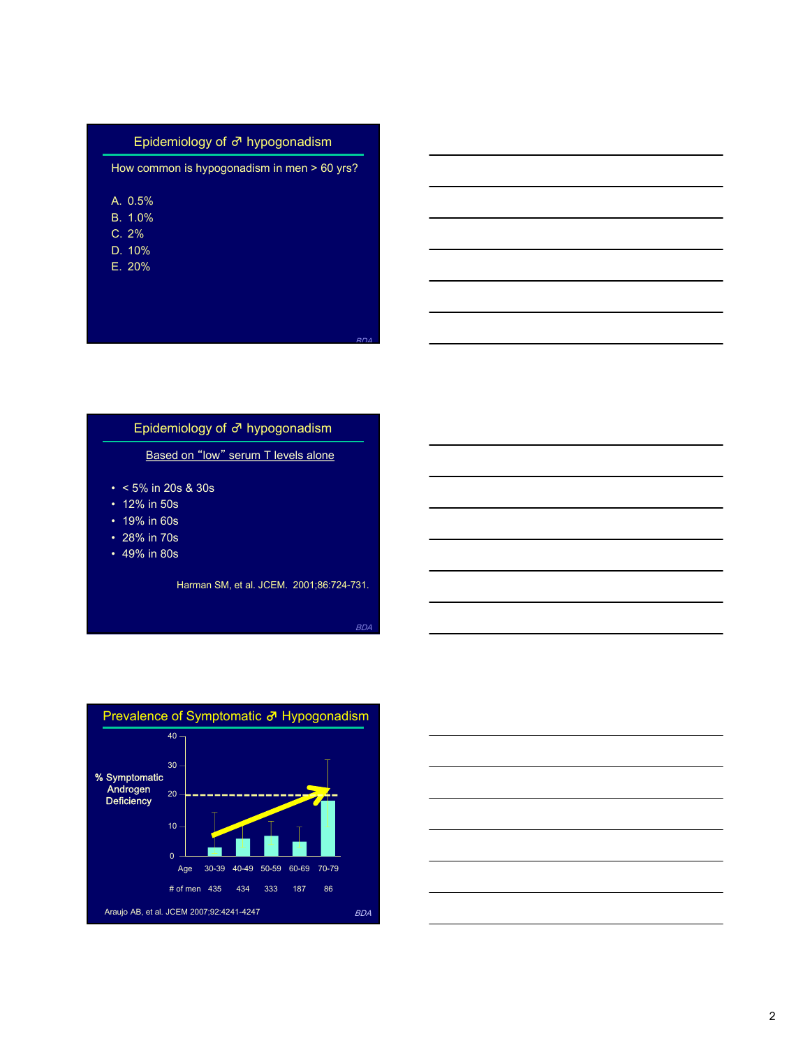## Epidemiology of ♂ hypogonadism

How common is hypogonadism in men > 60 yrs?

A. 0.5%
B. 1.0%
C. 2%
D. 10%
E. 20%

BDA

## Epidemiology of ♂ hypogonadism

Based on "low" serum T levels alone

- < 5% in 20s & 30s
- 12% in 50s
- 19% in 60s
- 28% in 70s
- 49% in 80s

Harman SM, et al. JCEM. 2001;86:724-731.

BDA

## Prevalence of Symptomatic ♂ Hypogonadism

% Symptomatic Androgen Deficiency

| Age | 30-39 | 40-49 | 50-59 | 60-69 | 70-79 |
| --- | --- | --- | --- | --- | --- |
| # of men | 435 | 434 | 333 | 187 | 86 |

Araujo AB, et al. JCEM 2007;92:4241-4247

BDA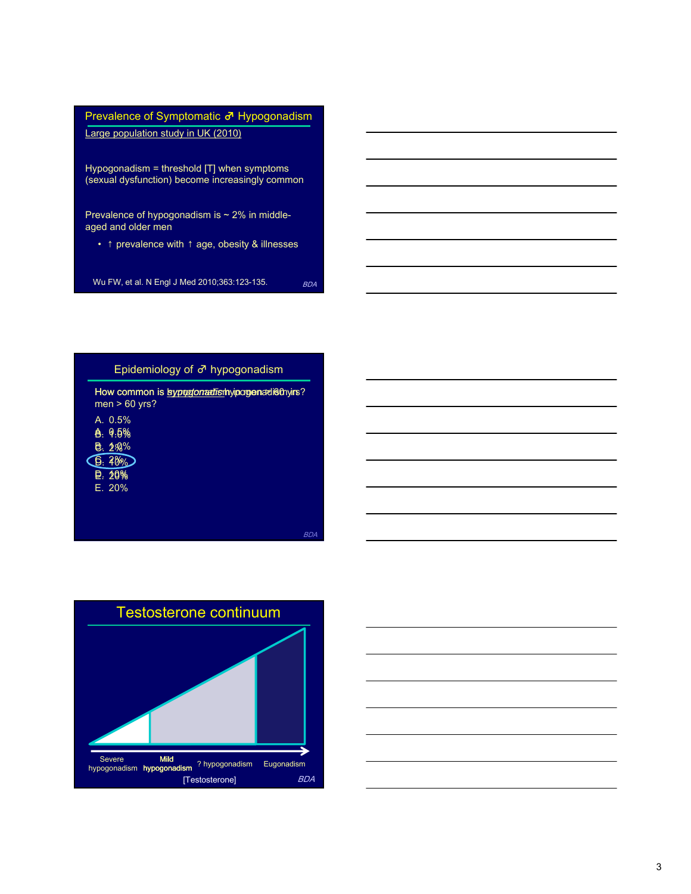## Prevalence of Symptomatic ♂ Hypogonadism

Large population study in UK (2010)

Hypogonadism = threshold [T] when symptoms (sexual dysfunction) become increasingly common

Prevalence of hypogonadism is ~ 2% in middle-aged and older men

- ↑ prevalence with ↑ age, obesity & illnesses

Wu FW, et al. N Engl J Med 2010;363:123-135.

## Epidemiology of ♂ hypogonadism

How common is *symptomatic* hypogonadism in men > 60 yrs?

A. 0.5%
B. 1.0%
C. 2%
D. 10%
E. 20%

## Testosterone continuum

Severe hypogonadism — **Mild hypogonadism** — ? hypogonadism — Eugonadism

[Testosterone]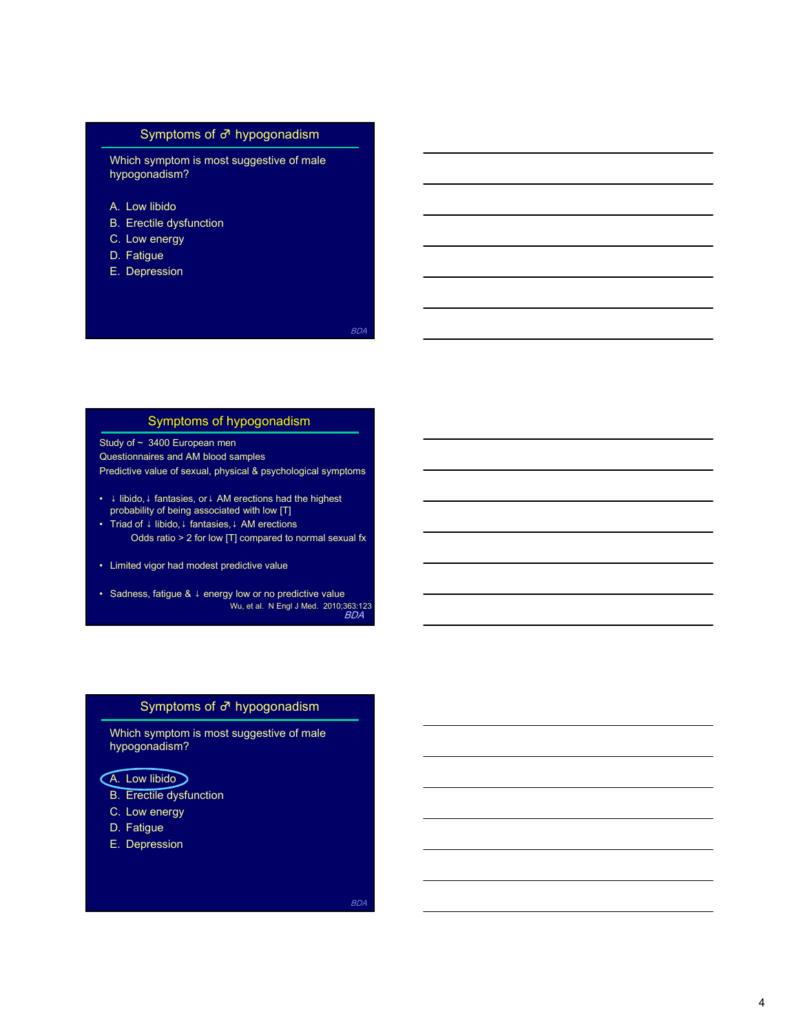## Symptoms of ♂ hypogonadism

Which symptom is most suggestive of male hypogonadism?

A. Low libido
B. Erectile dysfunction
C. Low energy
D. Fatigue
E. Depression

*BDA*

## Symptoms of hypogonadism

Study of ~ 3400 European men
Questionnaires and AM blood samples
Predictive value of sexual, physical & psychological symptoms

- ↓ libido, ↓ fantasies, or ↓ AM erections had the highest probability of being associated with low [T]
- Triad of ↓ libido, ↓ fantasies, ↓ AM erections
  Odds ratio > 2 for low [T] compared to normal sexual fx
- Limited vigor had modest predictive value
- Sadness, fatigue & ↓ energy low or no predictive value

Wu, et al. N Engl J Med. 2010;363:123

*BDA*

## Symptoms of ♂ hypogonadism

Which symptom is most suggestive of male hypogonadism?

A. Low libido (circled)
B. Erectile dysfunction
C. Low energy
D. Fatigue
E. Depression

*BDA*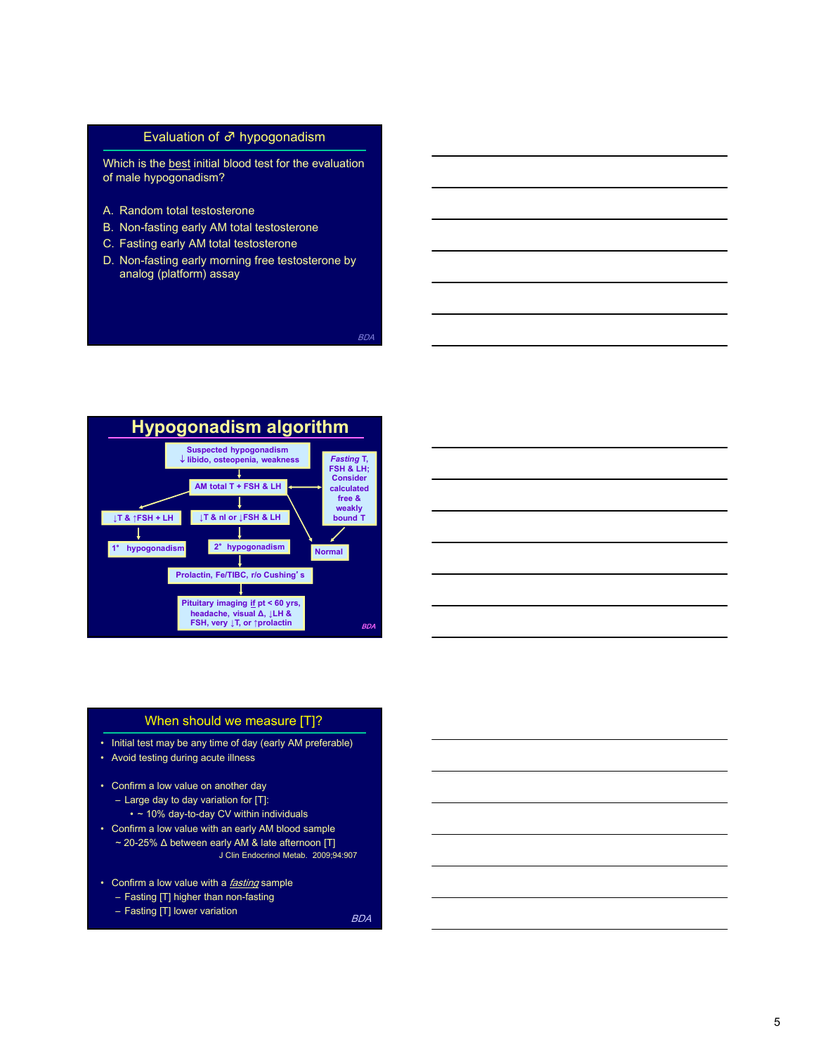## Evaluation of ♂ hypogonadism

Which is the best initial blood test for the evaluation of male hypogonadism?

A. Random total testosterone
B. Non-fasting early AM total testosterone
C. Fasting early AM total testosterone
D. Non-fasting early morning free testosterone by analog (platform) assay

*BDA*

## Hypogonadism algorithm

- Suspected hypogonadism: ↓ libido, osteopenia, weakness
- → AM total T + FSH & LH (↔ *Fasting* T, FSH & LH; Consider calculated free & weakly bound T → Normal)
  - ↓T & ↑FSH + LH → 1° hypogonadism
  - ↓T & nl or ↓FSH & LH → 2° hypogonadism → Prolactin, Fe/TIBC, r/o Cushing's → Pituitary imaging if pt < 60 yrs, headache, visual Δ, ↓LH & FSH, very ↓T, or ↑prolactin
  - Normal

*BDA*

## When should we measure [T]?

- Initial test may be any time of day (early AM preferable)
- Avoid testing during acute illness
- Confirm a low value on another day
  - Large day to day variation for [T]:
    - ~ 10% day-to-day CV within individuals
- Confirm a low value with an early AM blood sample
  - ~ 20-25% Δ between early AM & late afternoon [T]

J Clin Endocrinol Metab. 2009;94:907

- Confirm a low value with a *fasting* sample
  - Fasting [T] higher than non-fasting
  - Fasting [T] lower variation

*BDA*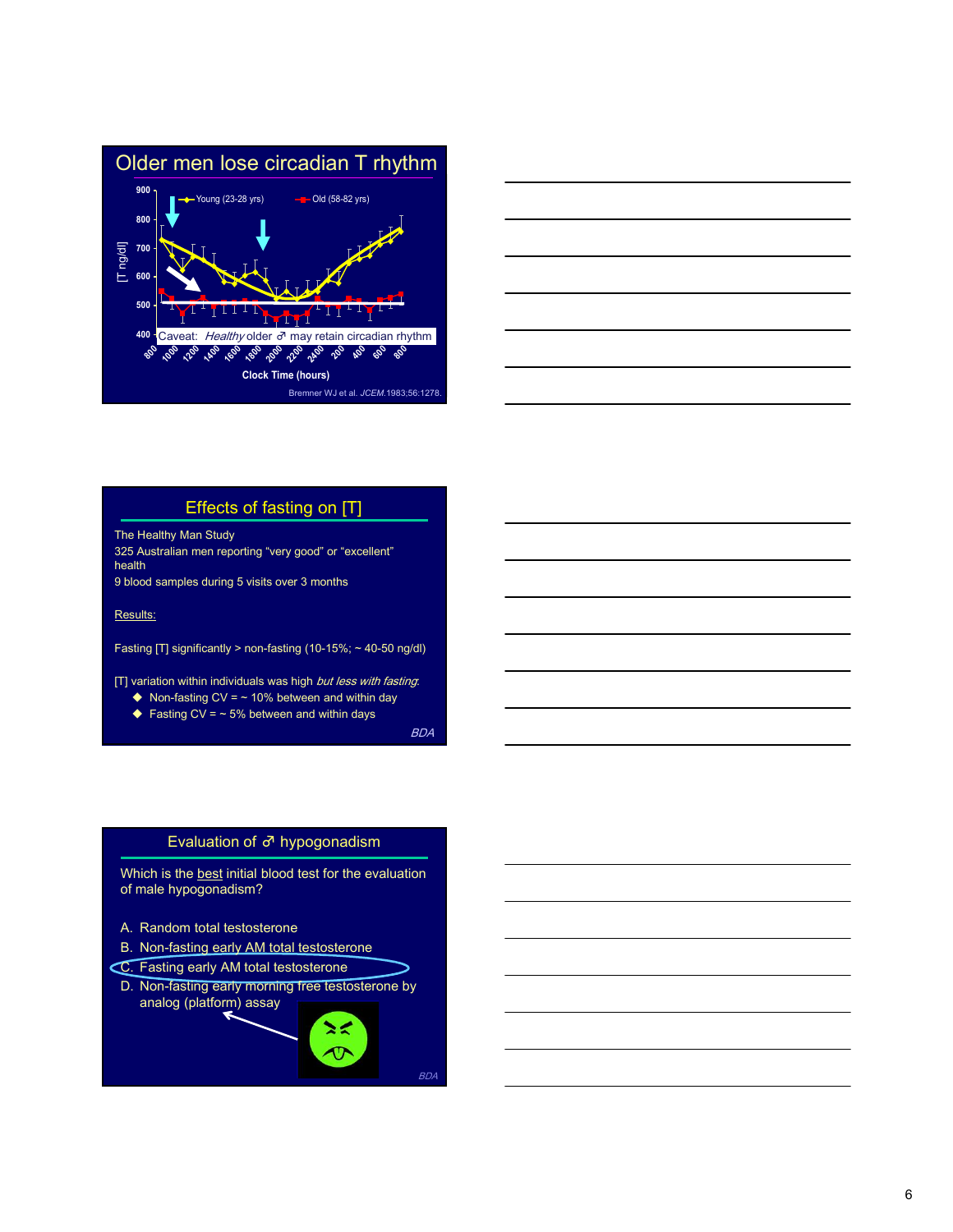## Older men lose circadian T rhythm

Young (23-28 yrs) — Old (58-82 yrs)

[T ng/dl]: 900, 800, 700, 600, 500, 400

Caveat: *Healthy* older ♂ may retain circadian rhythm

800, 1000, 1200, 1400, 1600, 1800, 2000, 2200, 2400, 200, 400, 600, 800

Clock Time (hours)

Bremner WJ et al. *JCEM.*1983;56:1278.

## Effects of fasting on [T]

The Healthy Man Study

325 Australian men reporting "very good" or "excellent" health

9 blood samples during 5 visits over 3 months

Results:

Fasting [T] significantly > non-fasting (10-15%; ~ 40-50 ng/dl)

[T] variation within individuals was high *but less with fasting*:

- Non-fasting CV = ~ 10% between and within day
- Fasting CV = ~ 5% between and within days

*BDA*

## Evaluation of ♂ hypogonadism

Which is the best initial blood test for the evaluation of male hypogonadism?

A. Random total testosterone
B. Non-fasting early AM total testosterone
C. Fasting early AM total testosterone
D. Non-fasting early morning free testosterone by analog (platform) assay

*BDA*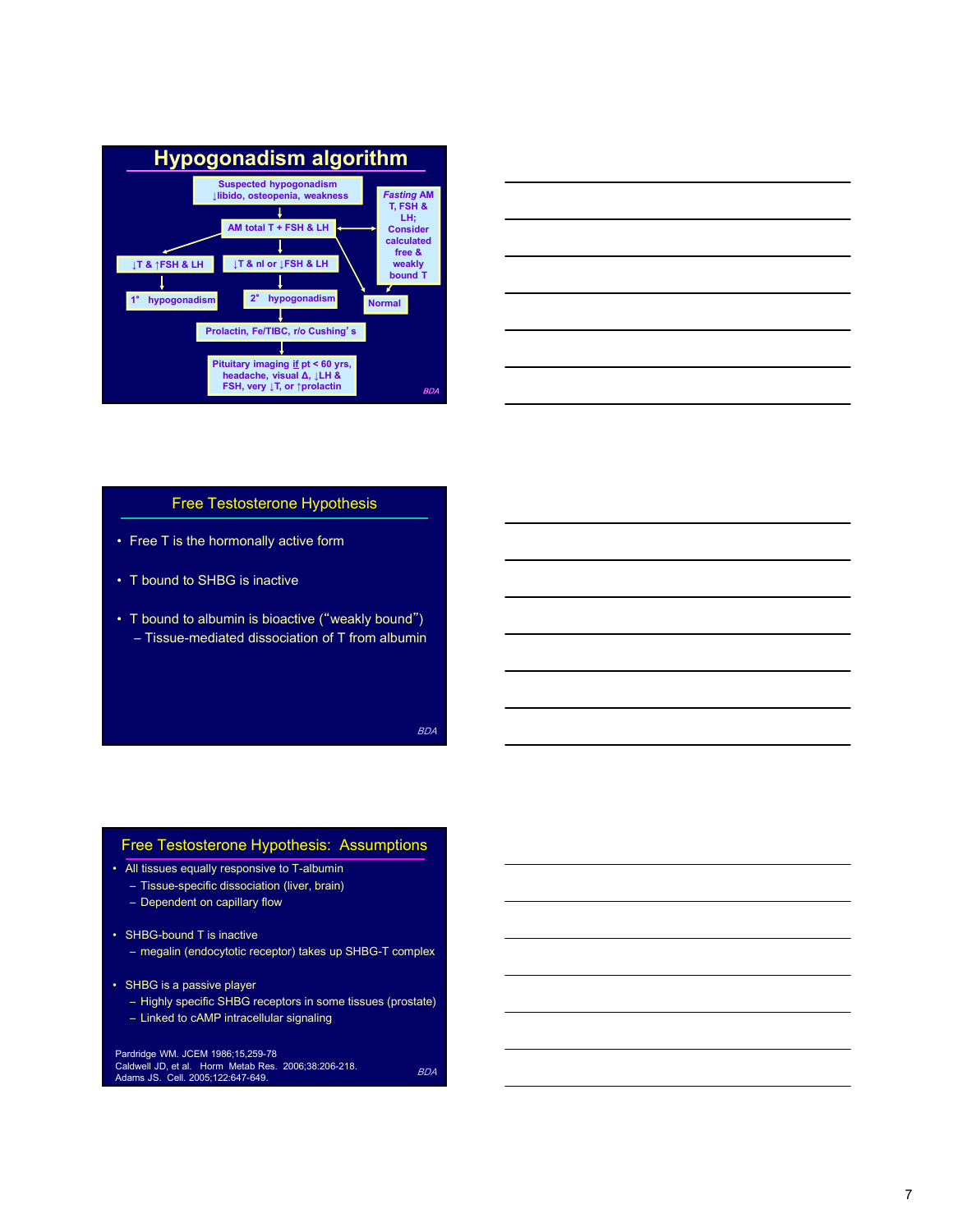## Hypogonadism algorithm

- Suspected hypogonadism ↓libido, osteopenia, weakness
  - ↓
- AM total T + FSH & LH ↔ *Fasting* AM T, FSH & LH; Consider calculated free & weakly bound T
  - ↓T & ↑FSH & LH → 1° hypogonadism
  - ↓T & nl or ↓FSH & LH → 2° hypogonadism
    - ↓
    - Prolactin, Fe/TIBC, r/o Cushing's
    - ↓
    - Pituitary imaging if pt < 60 yrs, headache, visual Δ, ↓LH & FSH, very ↓T, or ↑prolactin
  - Normal

BDA

## Free Testosterone Hypothesis

- Free T is the hormonally active form
- T bound to SHBG is inactive
- T bound to albumin is bioactive ("weakly bound")
  - Tissue-mediated dissociation of T from albumin

BDA

## Free Testosterone Hypothesis: Assumptions

- All tissues equally responsive to T-albumin
  - Tissue-specific dissociation (liver, brain)
  - Dependent on capillary flow
- SHBG-bound T is inactive
  - megalin (endocytotic receptor) takes up SHBG-T complex
- SHBG is a passive player
  - Highly specific SHBG receptors in some tissues (prostate)
  - Linked to cAMP intracellular signaling

Pardridge WM. JCEM 1986;15,259-78
Caldwell JD, et al. Horm Metab Res. 2006;38:206-218.
Adams JS. Cell. 2005;122:647-649.

BDA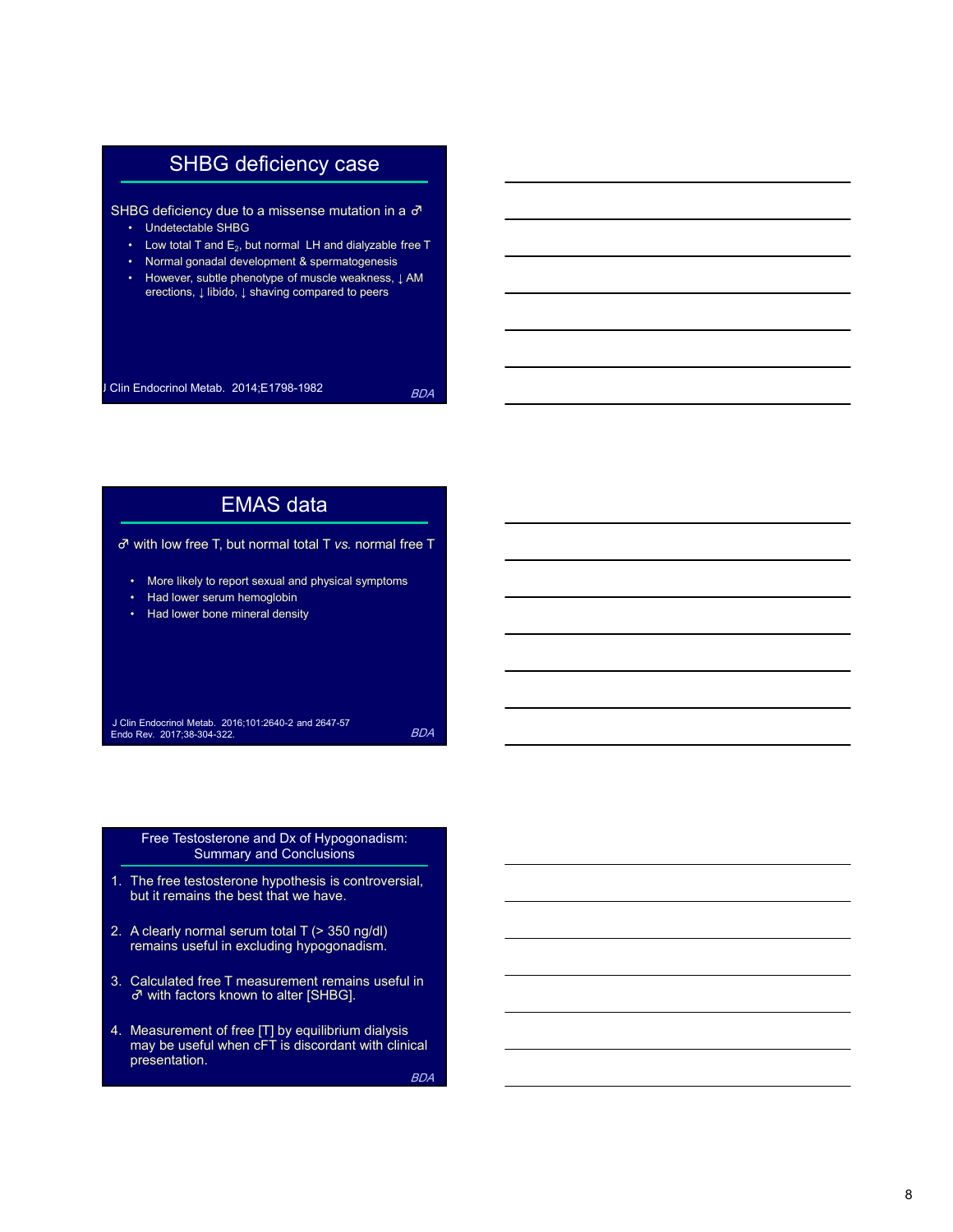## SHBG deficiency case

SHBG deficiency due to a missense mutation in a ♂

- Undetectable SHBG
- Low total T and $E_2$, but normal LH and dialyzable free T
- Normal gonadal development & spermatogenesis
- However, subtle phenotype of muscle weakness, ↓ AM erections, ↓ libido, ↓ shaving compared to peers

J Clin Endocrinol Metab. 2014;E1798-1982

BDA

## EMAS data

♂ with low free T, but normal total T *vs.* normal free T

- More likely to report sexual and physical symptoms
- Had lower serum hemoglobin
- Had lower bone mineral density

J Clin Endocrinol Metab. 2016;101:2640-2 and 2647-57
Endo Rev. 2017;38-304-322.

BDA

## Free Testosterone and Dx of Hypogonadism: Summary and Conclusions

1. The free testosterone hypothesis is controversial, but it remains the best that we have.
2. A clearly normal serum total T (> 350 ng/dl) remains useful in excluding hypogonadism.
3. Calculated free T measurement remains useful in ♂ with factors known to alter [SHBG].
4. Measurement of free [T] by equilibrium dialysis may be useful when cFT is discordant with clinical presentation.

BDA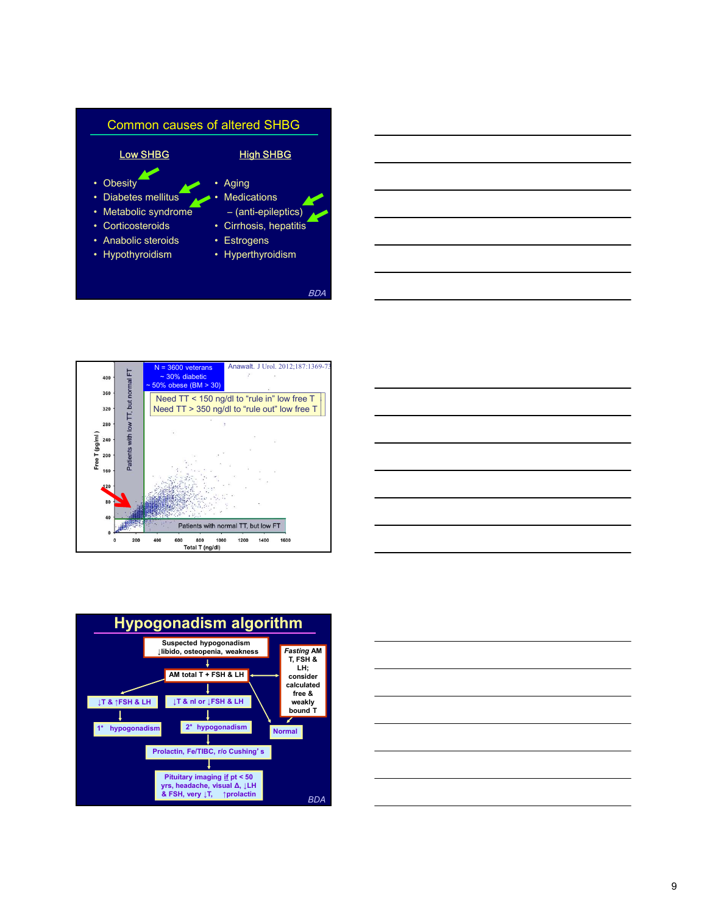## Common causes of altered SHBG

| Low SHBG | High SHBG |
|---|---|
| Obesity | Aging |
| Diabetes mellitus | Medications – (anti-epileptics) |
| Metabolic syndrome | Cirrhosis, hepatitis |
| Corticosteroids | Estrogens |
| Anabolic steroids | Hyperthyroidism |
| Hypothyroidism | |

*BDA*

---

N = 3600 veterans
~ 30% diabetic
~ 50% obese (BM > 30)

Anawalt. J Urol. 2012;187:1369-73

Need TT < 150 ng/dl to "rule in" low free T
Need TT > 350 ng/dl to "rule out" low free T

Free T (pg/ml) vs. Total T (ng/dl)

Patients with low TT, but normal FT

Patients with normal TT, but low FT

---

## Hypogonadism algorithm

- Suspected hypogonadism: ↓libido, osteopenia, weakness
- → AM total T + FSH & LH ↔ *Fasting* AM T, FSH & LH; consider calculated free & weakly bound T
  - ↓T & ↑FSH & LH → 1° hypogonadism
  - ↓T & nl or ↓FSH & LH → 2° hypogonadism → Prolactin, Fe/TIBC, r/o Cushing's → Pituitary imaging if pt < 50 yrs, headache, visual Δ, ↓LH & FSH, very ↓T, ↑prolactin
  - Normal

*BDA*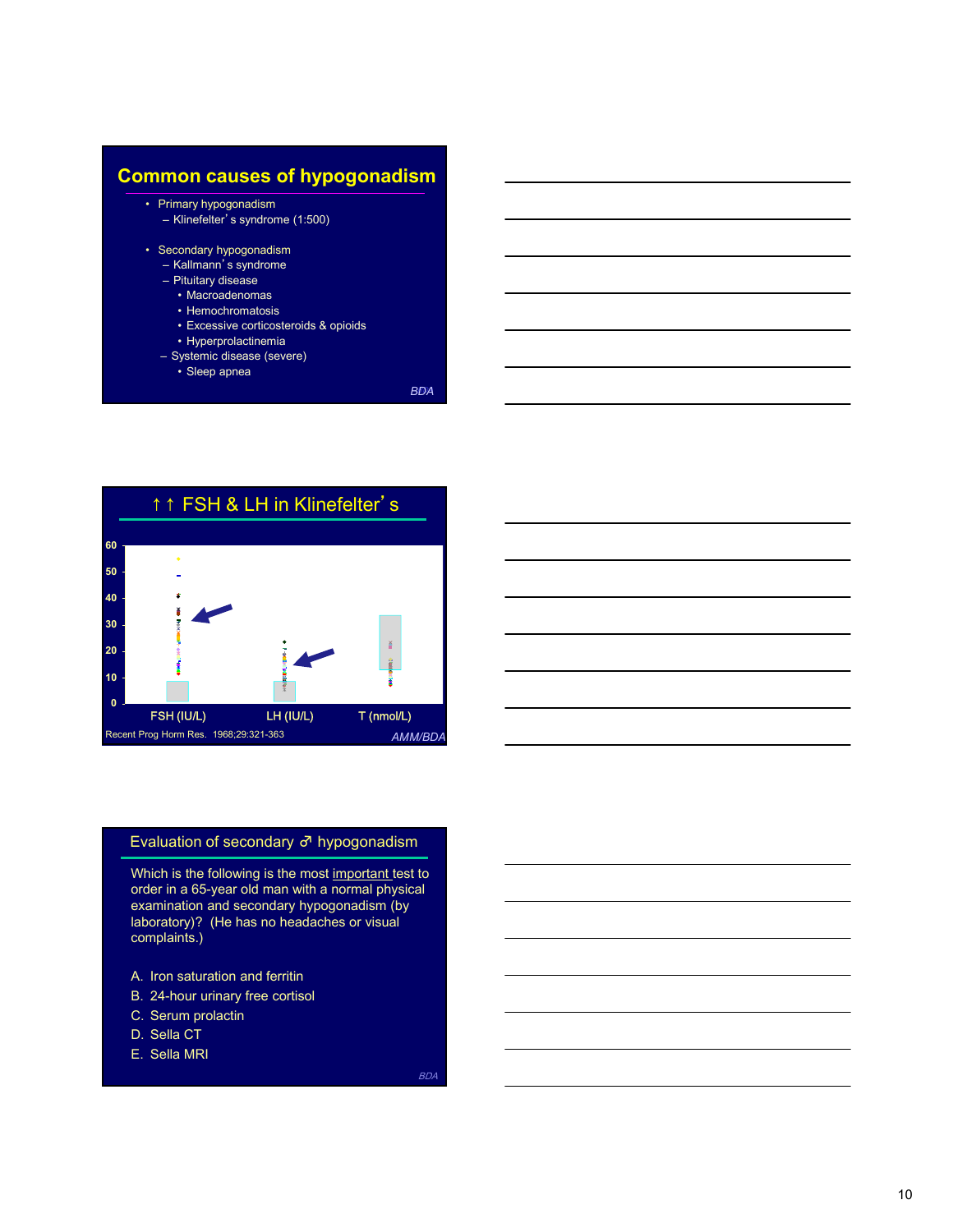## Common causes of hypogonadism

- Primary hypogonadism
  - Klinefelter's syndrome (1:500)
- Secondary hypogonadism
  - Kallmann's syndrome
  - Pituitary disease
    - Macroadenomas
    - Hemochromatosis
    - Excessive corticosteroids & opioids
    - Hyperprolactinemia
  - Systemic disease (severe)
    - Sleep apnea

*BDA*

## ↑↑ FSH & LH in Klinefelter's

FSH (IU/L) — LH (IU/L) — T (nmol/L)

Recent Prog Horm Res. 1968;29:321-363

*AMM/BDA*

## Evaluation of secondary ♂ hypogonadism

Which is the following is the most <u>important</u> test to order in a 65-year old man with a normal physical examination and secondary hypogonadism (by laboratory)? (He has no headaches or visual complaints.)

A. Iron saturation and ferritin
B. 24-hour urinary free cortisol
C. Serum prolactin
D. Sella CT
E. Sella MRI

*BDA*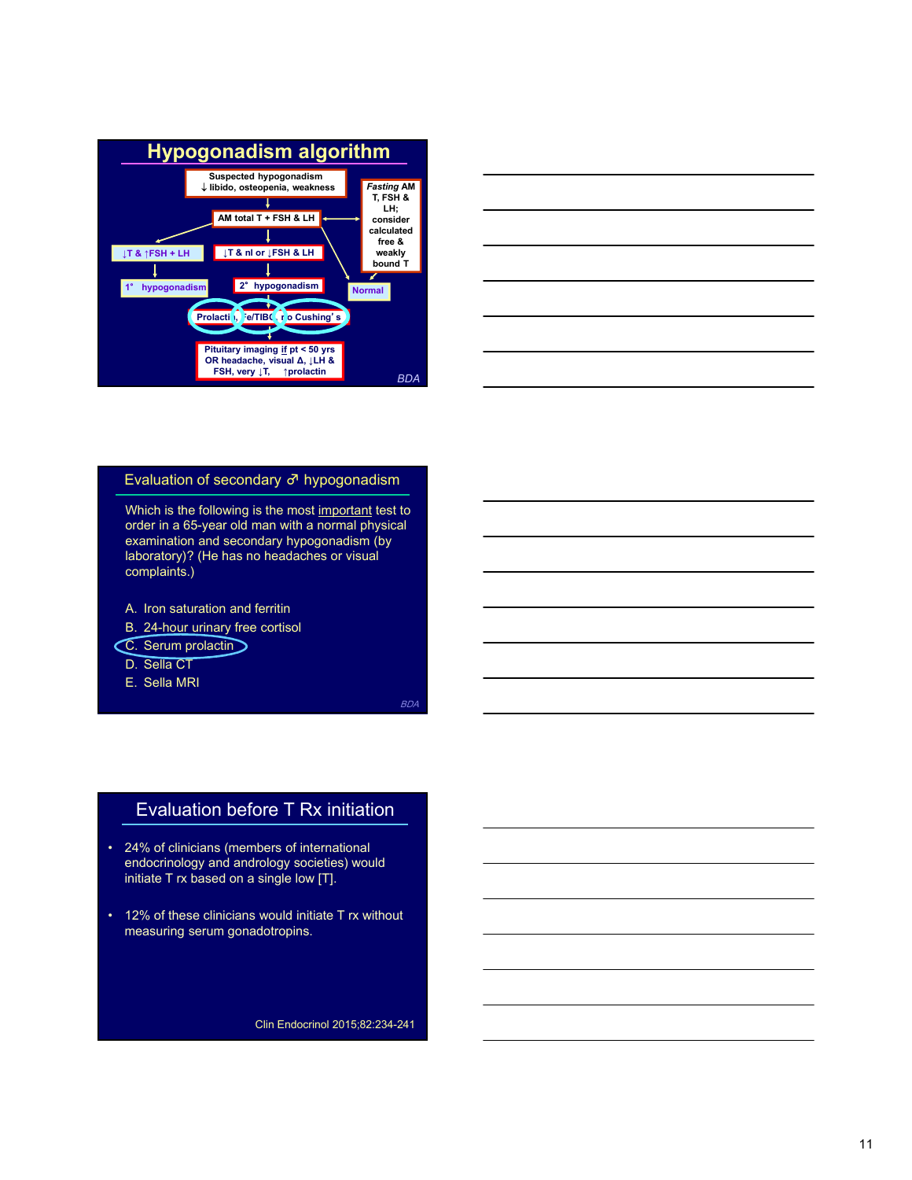## Hypogonadism algorithm

Suspected hypogonadism
↓ libido, osteopenia, weakness

↓

AM total T + FSH & LH ↔ *Fasting* AM T, FSH & LH; consider calculated free & weakly bound T

- ↓T & ↑FSH + LH → 1° hypogonadism
- ↓T & nl or ↓FSH & LH → 2° hypogonadism → Prolactin, Fe/TIBC, r/o Cushing's → Pituitary imaging *if* pt < 50 yrs OR headache, visual Δ, ↓LH & FSH, very ↓T, ↑prolactin
- Normal

BDA

## Evaluation of secondary ♂ hypogonadism

Which is the following is the most important test to order in a 65-year old man with a normal physical examination and secondary hypogonadism (by laboratory)? (He has no headaches or visual complaints.)

A. Iron saturation and ferritin
B. 24-hour urinary free cortisol
C. Serum prolactin
D. Sella CT
E. Sella MRI

BDA

## Evaluation before T Rx initiation

- 24% of clinicians (members of international endocrinology and andrology societies) would initiate T rx based on a single low [T].
- 12% of these clinicians would initiate T rx without measuring serum gonadotropins.

Clin Endocrinol 2015;82:234-241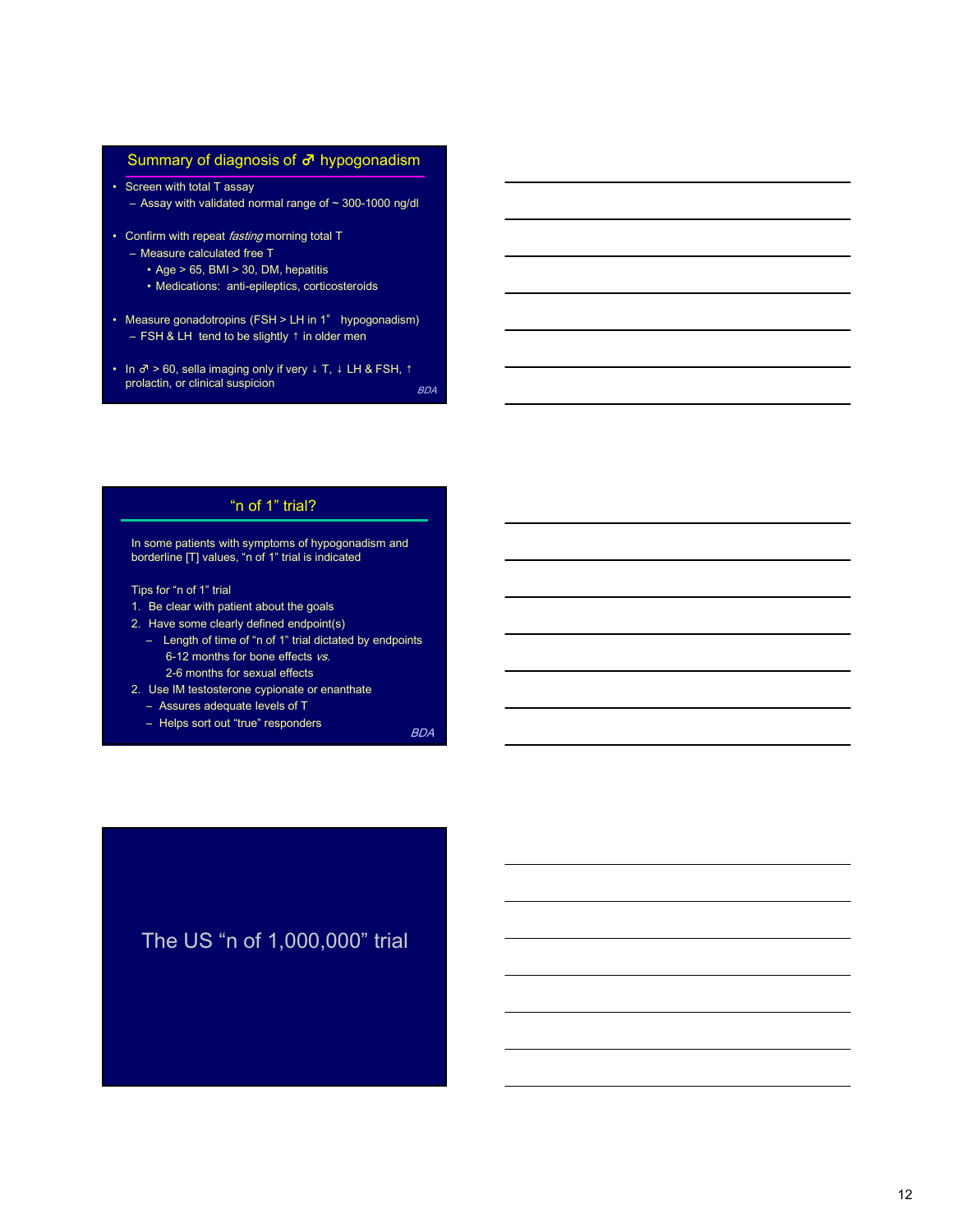## Summary of diagnosis of ♂ hypogonadism

- Screen with total T assay
  - Assay with validated normal range of ~ 300-1000 ng/dl
- Confirm with repeat *fasting* morning total T
  - Measure calculated free T
    - Age > 65, BMI > 30, DM, hepatitis
    - Medications: anti-epileptics, corticosteroids
- Measure gonadotropins (FSH > LH in 1° hypogonadism)
  - FSH & LH tend to be slightly ↑ in older men
- In ♂ > 60, sella imaging only if very ↓ T, ↓ LH & FSH, ↑ prolactin, or clinical suspicion

*BDA*

## “n of 1” trial?

In some patients with symptoms of hypogonadism and borderline [T] values, “n of 1” trial is indicated

Tips for “n of 1” trial

1. Be clear with patient about the goals
2. Have some clearly defined endpoint(s)
   - Length of time of “n of 1” trial dictated by endpoints
     6-12 months for bone effects *vs.*
     2-6 months for sexual effects
2. Use IM testosterone cypionate or enanthate
   - Assures adequate levels of T
   - Helps sort out “true” responders

*BDA*

## The US “n of 1,000,000” trial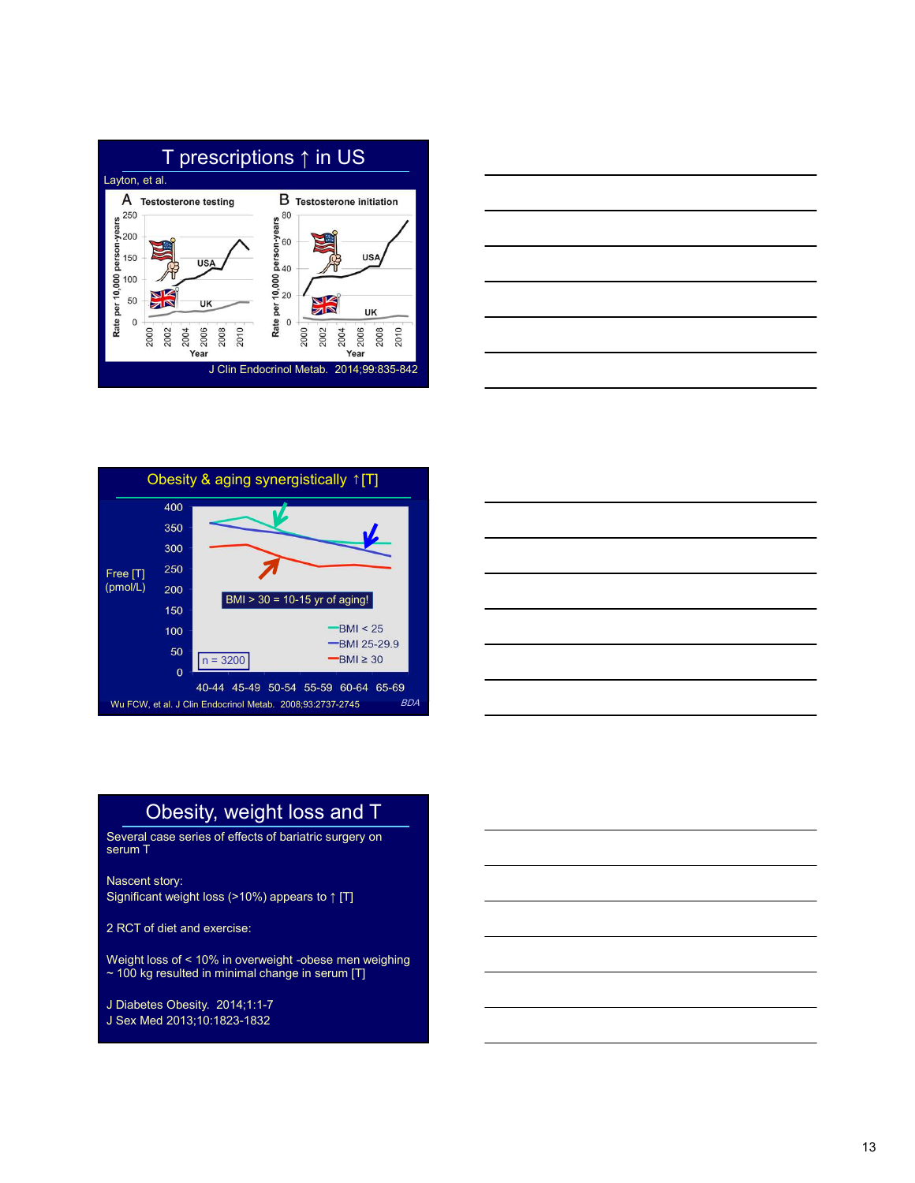## T prescriptions ↑ in US

Layton, et al.

A Testosterone testing

B Testosterone initiation

J Clin Endocrinol Metab. 2014;99:835-842

## Obesity & aging synergistically ↑[T]

BMI > 30 = 10-15 yr of aging!

n = 3200

Wu FCW, et al. J Clin Endocrinol Metab. 2008;93:2737-2745

## Obesity, weight loss and T

Several case series of effects of bariatric surgery on serum T

Nascent story:
Significant weight loss (>10%) appears to ↑ [T]

2 RCT of diet and exercise:

Weight loss of < 10% in overweight -obese men weighing ~ 100 kg resulted in minimal change in serum [T]

J Diabetes Obesity. 2014;1:1-7
J Sex Med 2013;10:1823-1832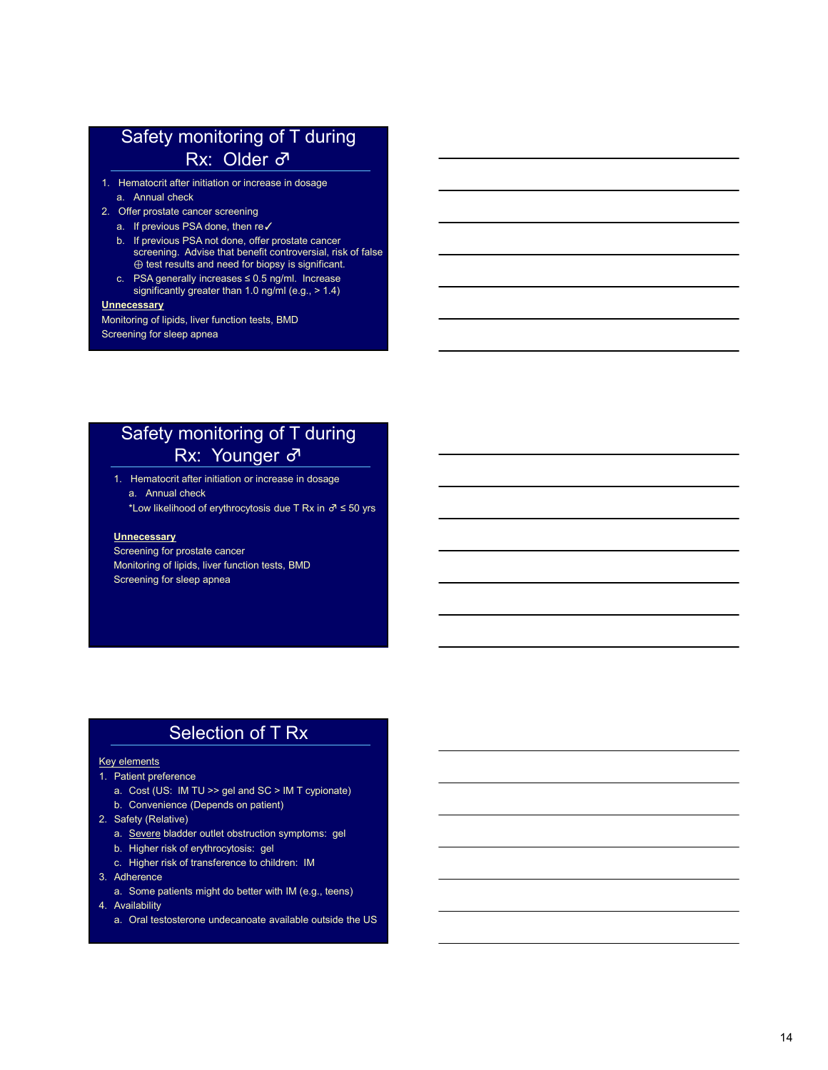## Safety monitoring of T during Rx: Older ♂

1. Hematocrit after initiation or increase in dosage
   a. Annual check
2. Offer prostate cancer screening
   a. If previous PSA done, then re✓
   b. If previous PSA not done, offer prostate cancer screening. Advise that benefit controversial, risk of false ⊕ test results and need for biopsy is significant.
   c. PSA generally increases ≤ 0.5 ng/ml. Increase significantly greater than 1.0 ng/ml (e.g., > 1.4)

**Unnecessary**

Monitoring of lipids, liver function tests, BMD

Screening for sleep apnea

## Safety monitoring of T during Rx: Younger ♂

1. Hematocrit after initiation or increase in dosage
   a. Annual check

   *Low likelihood of erythrocytosis due T Rx in ♂ ≤ 50 yrs

**Unnecessary**

Screening for prostate cancer

Monitoring of lipids, liver function tests, BMD

Screening for sleep apnea

## Selection of T Rx

Key elements

1. Patient preference
   a. Cost (US: IM TU >> gel and SC > IM T cypionate)
   b. Convenience (Depends on patient)
2. Safety (Relative)
   a. Severe bladder outlet obstruction symptoms: gel
   b. Higher risk of erythrocytosis: gel
   c. Higher risk of transference to children: IM
3. Adherence
   a. Some patients might do better with IM (e.g., teens)
4. Availability
   a. Oral testosterone undecanoate available outside the US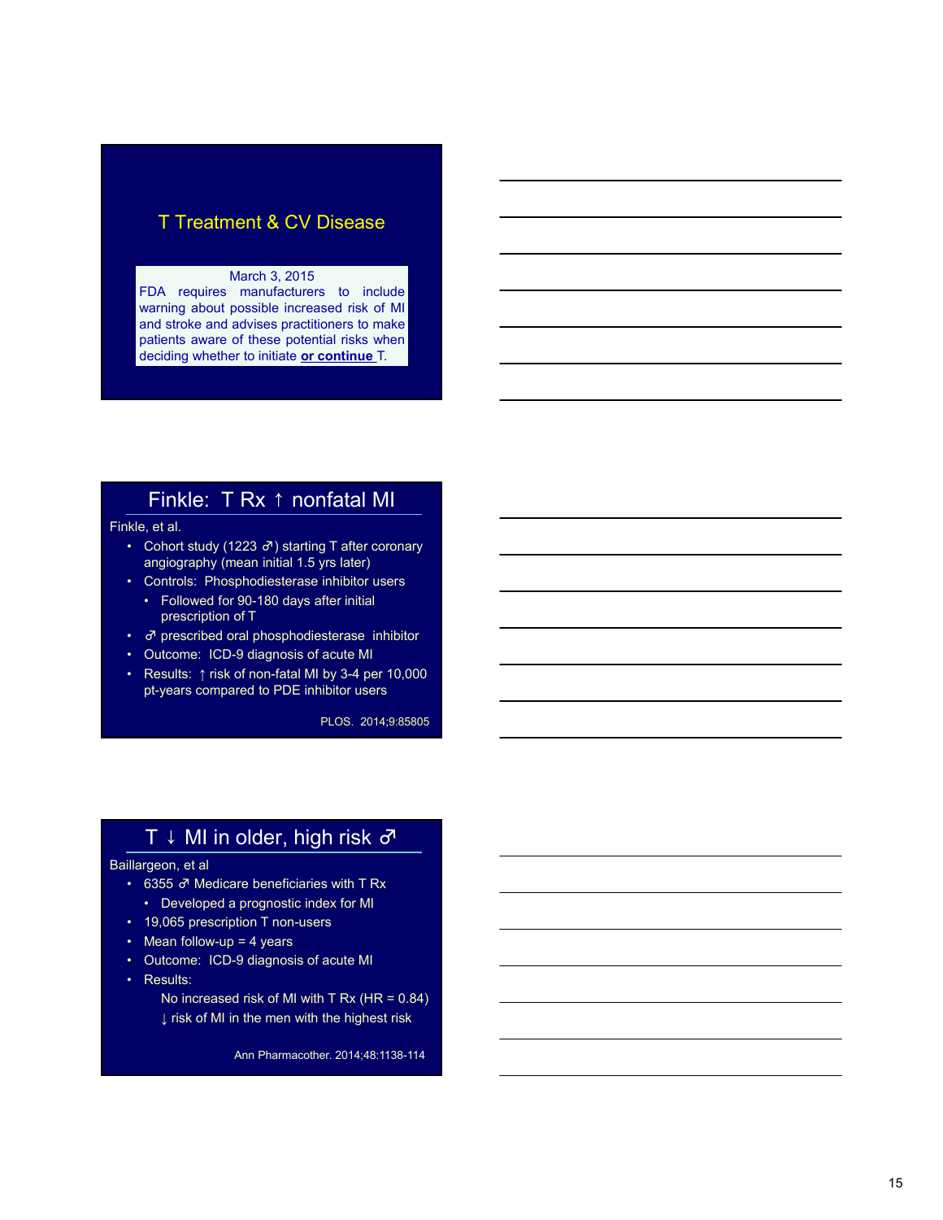## T Treatment & CV Disease

March 3, 2015
FDA requires manufacturers to include warning about possible increased risk of MI and stroke and advises practitioners to make patients aware of these potential risks when deciding whether to initiate **or continue** T.

## Finkle: T Rx ↑ nonfatal MI

Finkle, et al.

- Cohort study (1223 ♂) starting T after coronary angiography (mean initial 1.5 yrs later)
- Controls: Phosphodiesterase inhibitor users
  - Followed for 90-180 days after initial prescription of T
- ♂ prescribed oral phosphodiesterase inhibitor
- Outcome: ICD-9 diagnosis of acute MI
- Results: ↑ risk of non-fatal MI by 3-4 per 10,000 pt-years compared to PDE inhibitor users

PLOS. 2014;9:85805

## T ↓ MI in older, high risk ♂

Baillargeon, et al

- 6355 ♂ Medicare beneficiaries with T Rx
  - Developed a prognostic index for MI
- 19,065 prescription T non-users
- Mean follow-up = 4 years
- Outcome: ICD-9 diagnosis of acute MI
- Results:
  - No increased risk of MI with T Rx (HR = 0.84)
  - ↓ risk of MI in the men with the highest risk

Ann Pharmacother. 2014;48:1138-114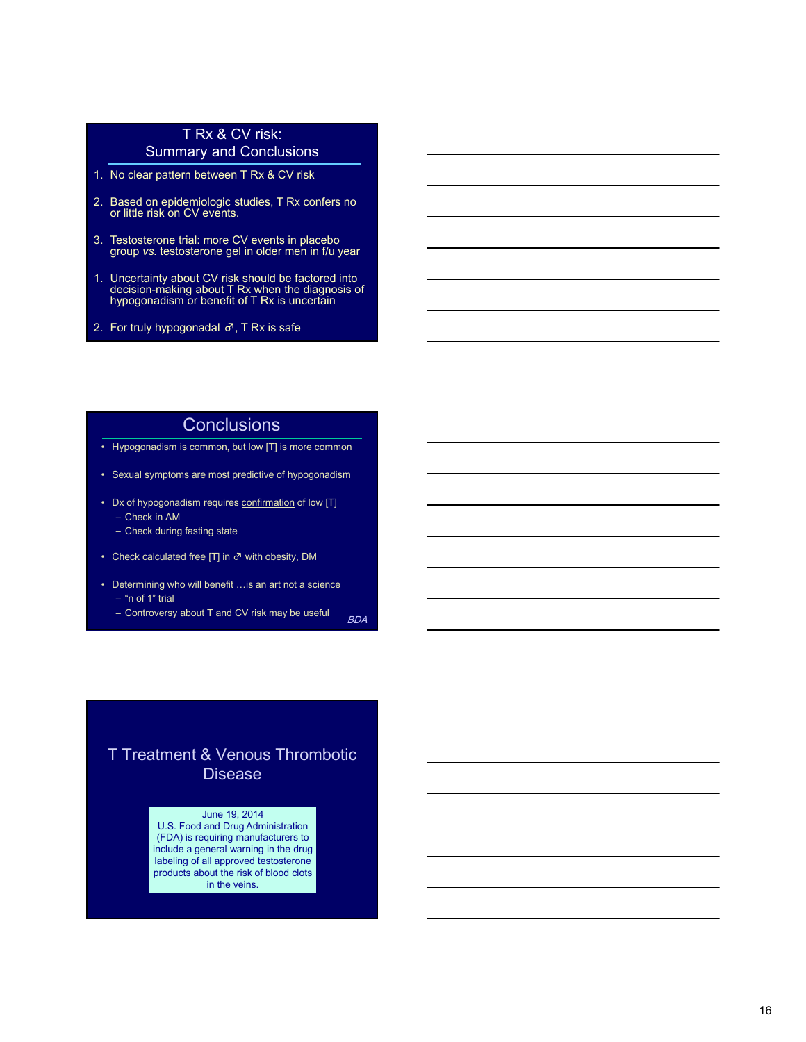## T Rx & CV risk: Summary and Conclusions

1. No clear pattern between T Rx & CV risk
2. Based on epidemiologic studies, T Rx confers no or little risk on CV events.
3. Testosterone trial: more CV events in placebo group *vs.* testosterone gel in older men in f/u year

1. Uncertainty about CV risk should be factored into decision-making about T Rx when the diagnosis of hypogonadism or benefit of T Rx is uncertain
2. For truly hypogonadal ♂, T Rx is safe

## Conclusions

- Hypogonadism is common, but low [T] is more common
- Sexual symptoms are most predictive of hypogonadism
- Dx of hypogonadism requires confirmation of low [T]
  - Check in AM
  - Check during fasting state
- Check calculated free [T] in ♂ with obesity, DM
- Determining who will benefit …is an art not a science
  - "n of 1" trial
  - Controversy about T and CV risk may be useful

*BDA*

## T Treatment & Venous Thrombotic Disease

June 19, 2014
U.S. Food and Drug Administration (FDA) is requiring manufacturers to include a general warning in the drug labeling of all approved testosterone products about the risk of blood clots in the veins.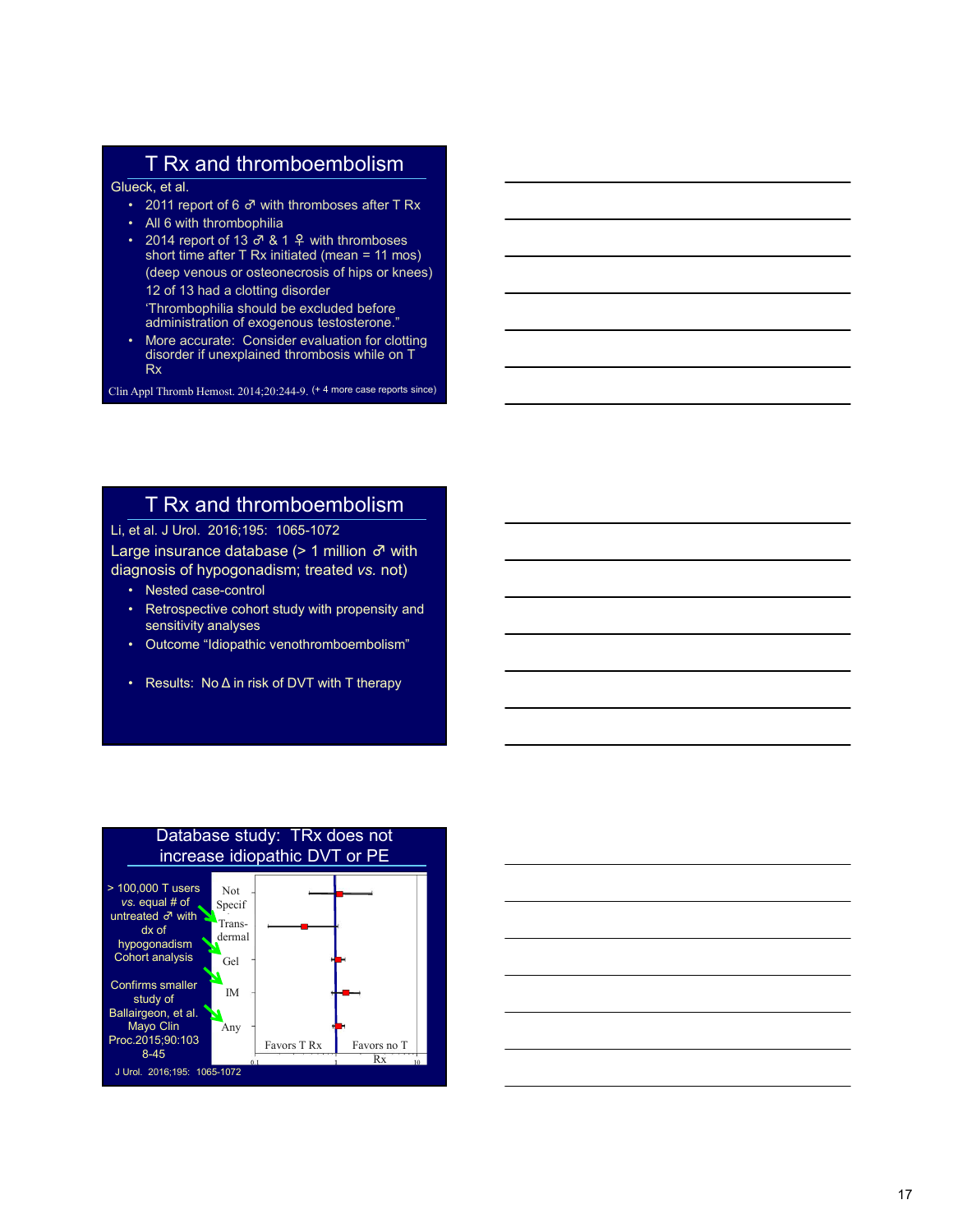## T Rx and thromboembolism

Glueck, et al.

- 2011 report of 6 ♂ with thromboses after T Rx
- All 6 with thrombophilia
- 2014 report of 13 ♂ & 1 ♀ with thromboses short time after T Rx initiated (mean = 11 mos) (deep venous or osteonecrosis of hips or knees)
  12 of 13 had a clotting disorder
  'Thrombophilia should be excluded before administration of exogenous testosterone."
- More accurate: Consider evaluation for clotting disorder if unexplained thrombosis while on T Rx

Clin Appl Thromb Hemost. 2014;20:244-9. (+ 4 more case reports since)

## T Rx and thromboembolism

Li, et al. J Urol. 2016;195: 1065-1072

Large insurance database (> 1 million ♂ with diagnosis of hypogonadism; treated *vs.* not)

- Nested case-control
- Retrospective cohort study with propensity and sensitivity analyses
- Outcome "Idiopathic venothromboembolism"
- Results: No Δ in risk of DVT with T therapy

## Database study: TRx does not increase idiopathic DVT or PE

> 100,000 T users *vs.* equal # of untreated ♂ with dx of hypogonadism Cohort analysis

Confirms smaller study of Ballairgeon, et al. Mayo Clin Proc.2015;90:1038-45

Not Specif

Trans-dermal

Gel

IM

Any

Favors T Rx

Favors no T Rx

0.1 1 10

J Urol. 2016;195: 1065-1072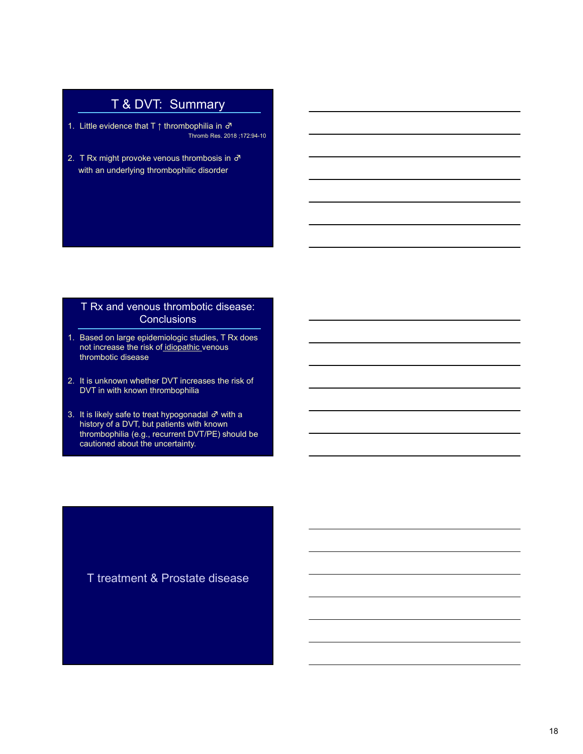## T & DVT: Summary

1. Little evidence that T ↑ thrombophilia in ♂
   Thromb Res. 2018 ;172:94-10

2. T Rx might provoke venous thrombosis in ♂ with an underlying thrombophilic disorder

## T Rx and venous thrombotic disease: Conclusions

1. Based on large epidemiologic studies, T Rx does not increase the risk of idiopathic venous thrombotic disease

2. It is unknown whether DVT increases the risk of DVT in with known thrombophilia

3. It is likely safe to treat hypogonadal ♂ with a history of a DVT, but patients with known thrombophilia (e.g., recurrent DVT/PE) should be cautioned about the uncertainty.

## T treatment & Prostate disease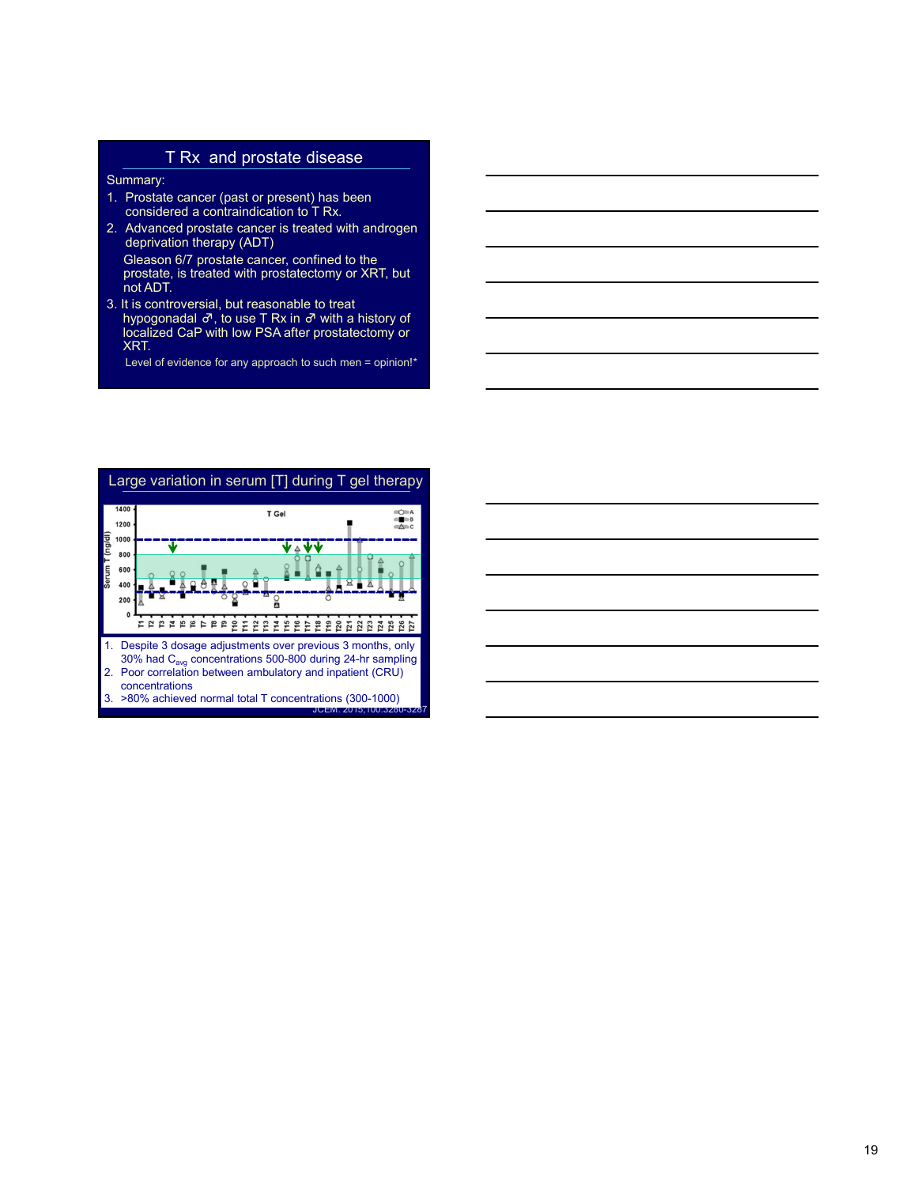## T Rx and prostate disease

Summary:

1. Prostate cancer (past or present) has been considered a contraindication to T Rx.
2. Advanced prostate cancer is treated with androgen deprivation therapy (ADT)

   Gleason 6/7 prostate cancer, confined to the prostate, is treated with prostatectomy or XRT, but not ADT.
3. It is controversial, but reasonable to treat hypogonadal ♂, to use T Rx in ♂ with a history of localized CaP with low PSA after prostatectomy or XRT.

   Level of evidence for any approach to such men = opinion!*

## Large variation in serum [T] during T gel therapy

T Gel

Serum T (ng/dl)

1400
1200
1000
800
600
400
200
0

A
B
C

T1 T2 T3 T4 T5 T6 T7 T8 T9 T10 T11 T12 T13 T14 T15 T16 T17 T18 T19 T20 T21 T22 T23 T24 T25 T26 T27

1. Despite 3 dosage adjustments over previous 3 months, only 30% had $C_{avg}$ concentrations 500-800 during 24-hr sampling
2. Poor correlation between ambulatory and inpatient (CRU) concentrations
3. >80% achieved normal total T concentrations (300-1000)

JCEM. 2015;100:3280-3287